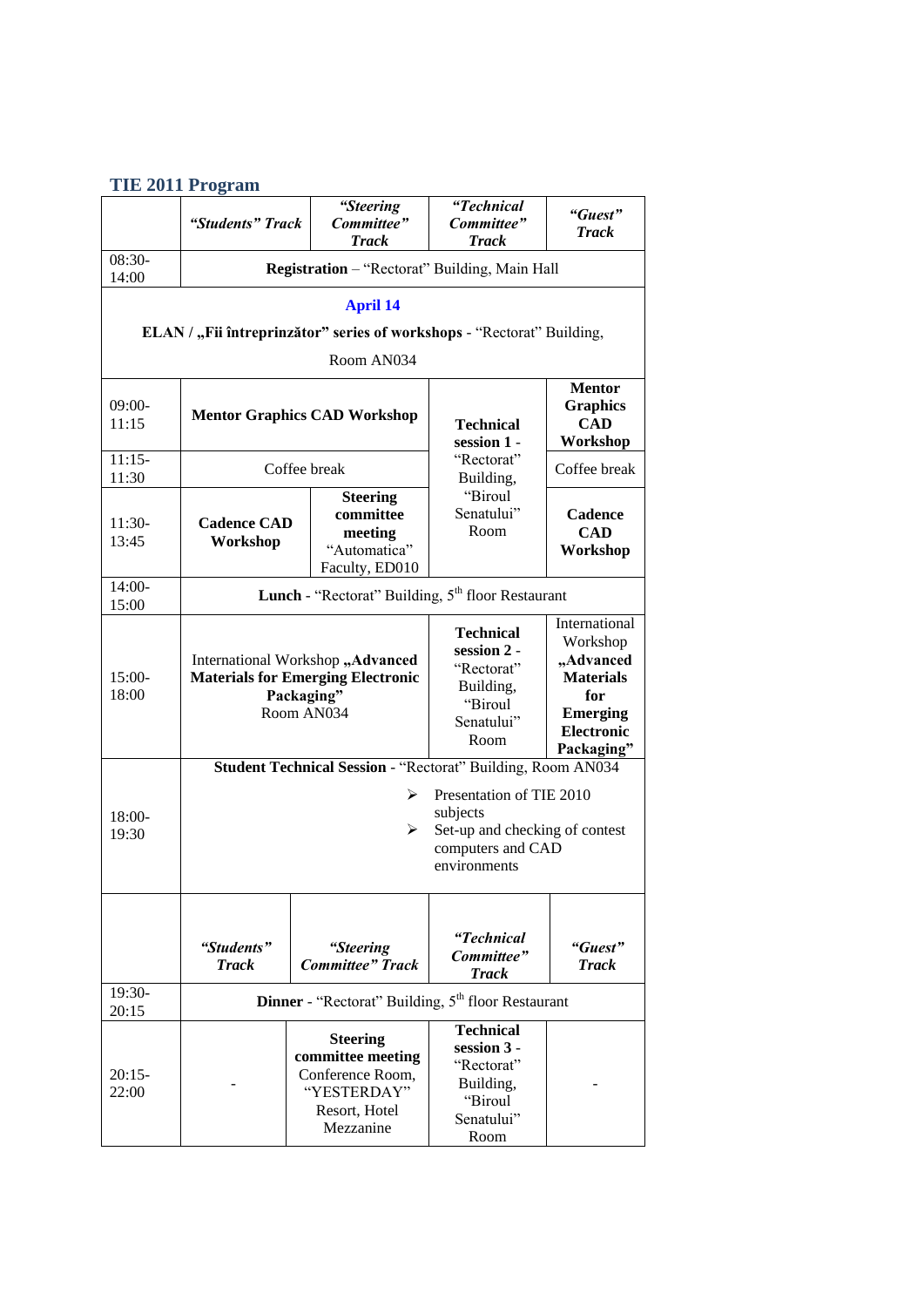## TIE 2011 Program

| | *"Students" Track* | *"Steering Committee" Track* | *"Technical Committee" Track* | *"Guest" Track* |
|---|---|---|---|---|
| 08:30-14:00 | **Registration** – "Rectorat" Building, Main Hall | | | |
| **April 14** — **ELAN / „Fii întreprinzător" series of workshops** - "Rectorat" Building, Room AN034 | | | | |
| 09:00-11:15 | **Mentor Graphics CAD Workshop** | | **Technical session 1** - "Rectorat" Building, "Biroul Senatului" Room | **Mentor Graphics CAD Workshop** |
| 11:15-11:30 | Coffee break | | | Coffee break |
| 11:30-13:45 | **Cadence CAD Workshop** | **Steering committee meeting** "Automatica" Faculty, ED010 | | **Cadence CAD Workshop** |
| 14:00-15:00 | **Lunch** - "Rectorat" Building, 5th floor Restaurant | | | |
| 15:00-18:00 | International Workshop **„Advanced Materials for Emerging Electronic Packaging"** Room AN034 | | **Technical session 2** - "Rectorat" Building, "Biroul Senatului" Room | International Workshop **„Advanced Materials for Emerging Electronic Packaging"** |
| 18:00-19:30 | **Student Technical Session** - "Rectorat" Building, Room AN034 <br> ➢ Presentation of TIE 2010 subjects <br> ➢ Set-up and checking of contest computers and CAD environments | | | |
| | *"Students" Track* | *"Steering Committee" Track* | *"Technical Committee" Track* | *"Guest" Track* |
| 19:30-20:15 | **Dinner** - "Rectorat" Building, 5th floor Restaurant | | | |
| 20:15-22:00 | - | **Steering committee meeting** Conference Room, "YESTERDAY" Resort, Hotel Mezzanine | **Technical session 3** - "Rectorat" Building, "Biroul Senatului" Room | - |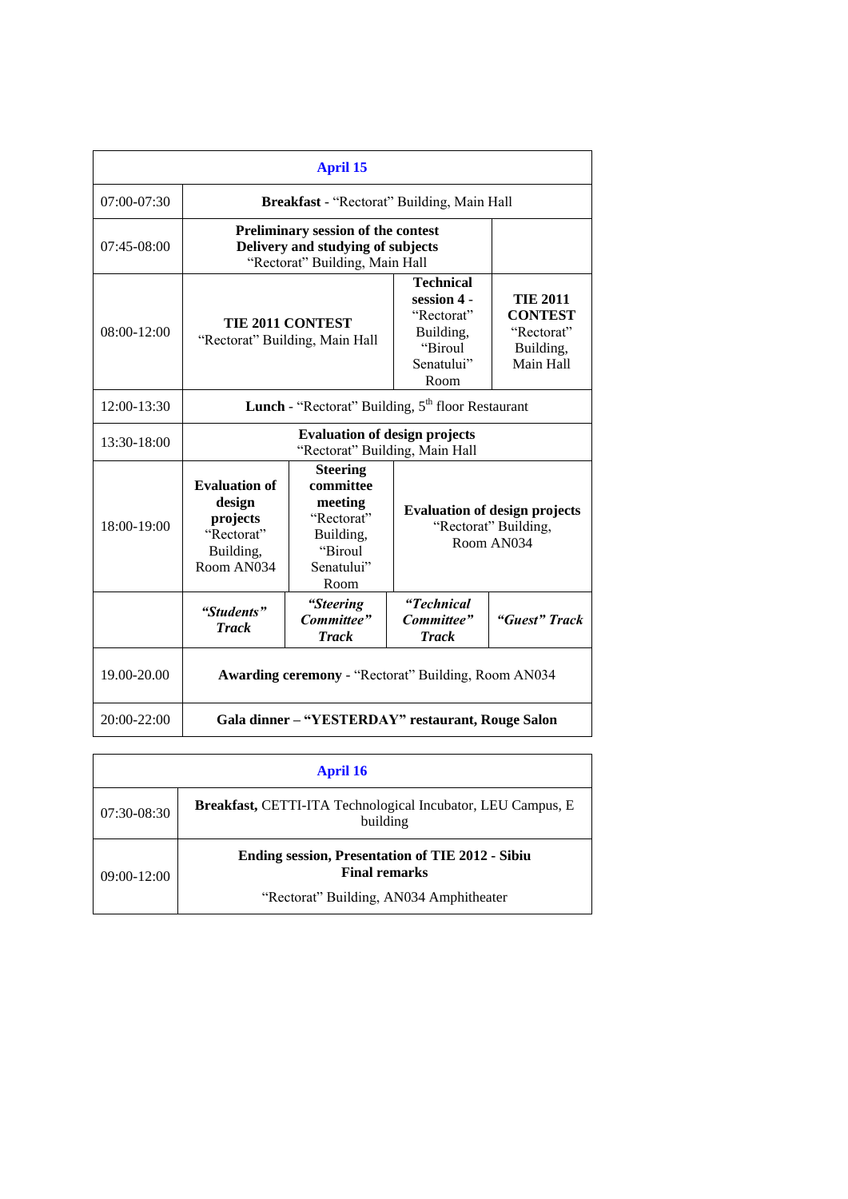| April 15 | | | | |
|---|---|---|---|---|
| 07:00-07:30 | **Breakfast** - "Rectorat" Building, Main Hall | | | |
| 07:45-08:00 | **Preliminary session of the contest** **Delivery and studying of subjects** "Rectorat" Building, Main Hall | | | |
| 08:00-12:00 | **TIE 2011 CONTEST** "Rectorat" Building, Main Hall | | **Technical session 4** - "Rectorat" Building, "Biroul Senatului" Room | **TIE 2011 CONTEST** "Rectorat" Building, Main Hall |
| 12:00-13:30 | **Lunch** - "Rectorat" Building, 5th floor Restaurant | | | |
| 13:30-18:00 | **Evaluation of design projects** "Rectorat" Building, Main Hall | | | |
| 18:00-19:00 | **Evaluation of design projects** "Rectorat" Building, Room AN034 | **Steering committee meeting** "Rectorat" Building, "Biroul Senatului" Room | **Evaluation of design projects** "Rectorat" Building, Room AN034 | |
| | ***"Students" Track*** | ***"Steering Committee" Track*** | ***"Technical Committee" Track*** | ***"Guest" Track*** |
| 19.00-20.00 | **Awarding ceremony** - "Rectorat" Building, Room AN034 | | | |
| 20:00-22:00 | **Gala dinner – "YESTERDAY" restaurant, Rouge Salon** | | | |

| April 16 | |
|---|---|
| 07:30-08:30 | **Breakfast,** CETTI-ITA Technological Incubator, LEU Campus, E building |
| 09:00-12:00 | **Ending session, Presentation of TIE 2012 - Sibiu** **Final remarks** "Rectorat" Building, AN034 Amphitheater |